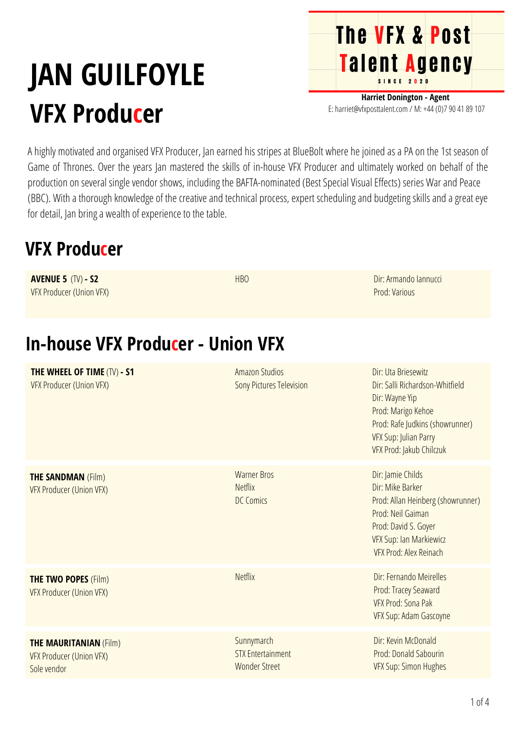# JAN GUILFOYLE

## VFX Producer

**The VFX & Post Talent Agency**
SINCE 2020

**Harriet Donington - Agent**
E: harriet@vfxposttalent.com / M: +44 (0)7 90 41 89 107

A highly motivated and organised VFX Producer, Jan earned his stripes at BlueBolt where he joined as a PA on the 1st season of Game of Thrones. Over the years Jan mastered the skills of in-house VFX Producer and ultimately worked on behalf of the production on several single vendor shows, including the BAFTA-nominated (Best Special Visual Effects) series War and Peace (BBC). With a thorough knowledge of the creative and technical process, expert scheduling and budgeting skills and a great eye for detail, Jan bring a wealth of experience to the table.

## VFX Producer

| Project | Studio | Credits |
| --- | --- | --- |
| **AVENUE 5** (TV) **- S2**<br>VFX Producer (Union VFX) | HBO | Dir: Armando Iannucci<br>Prod: Various |

## In-house VFX Producer - Union VFX

| Project | Studio | Credits |
| --- | --- | --- |
| **THE WHEEL OF TIME** (TV) **- S1**<br>VFX Producer (Union VFX) | Amazon Studios<br>Sony Pictures Television | Dir: Uta Briesewitz<br>Dir: Salli Richardson-Whitfield<br>Dir: Wayne Yip<br>Prod: Marigo Kehoe<br>Prod: Rafe Judkins (showrunner)<br>VFX Sup: Julian Parry<br>VFX Prod: Jakub Chilczuk |
| **THE SANDMAN** (Film)<br>VFX Producer (Union VFX) | Warner Bros<br>Netflix<br>DC Comics | Dir: Jamie Childs<br>Dir: Mike Barker<br>Prod: Allan Heinberg (showrunner)<br>Prod: Neil Gaiman<br>Prod: David S. Goyer<br>VFX Sup: Ian Markiewicz<br>VFX Prod: Alex Reinach |
| **THE TWO POPES** (Film)<br>VFX Producer (Union VFX) | Netflix | Dir: Fernando Meirelles<br>Prod: Tracey Seaward<br>VFX Prod: Sona Pak<br>VFX Sup: Adam Gascoyne |
| **THE MAURITANIAN** (Film)<br>VFX Producer (Union VFX)<br>Sole vendor | Sunnymarch<br>STX Entertainment<br>Wonder Street | Dir: Kevin McDonald<br>Prod: Donald Sabourin<br>VFX Sup: Simon Hughes |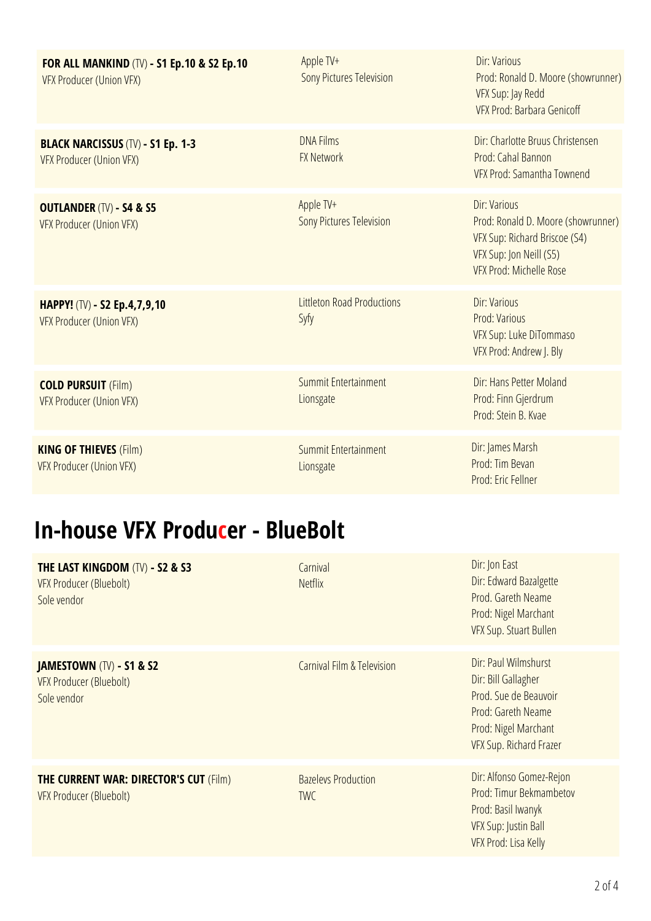| | | |
|---|---|---|
| **FOR ALL MANKIND** (TV) **- S1 Ep.10 & S2 Ep.10**<br>VFX Producer (Union VFX) | Apple TV+<br>Sony Pictures Television | Dir: Various<br>Prod: Ronald D. Moore (showrunner)<br>VFX Sup: Jay Redd<br>VFX Prod: Barbara Genicoff |
| **BLACK NARCISSUS** (TV) **- S1 Ep. 1-3**<br>VFX Producer (Union VFX) | DNA Films<br>FX Network | Dir: Charlotte Bruus Christensen<br>Prod: Cahal Bannon<br>VFX Prod: Samantha Townend |
| **OUTLANDER** (TV) **- S4 & S5**<br>VFX Producer (Union VFX) | Apple TV+<br>Sony Pictures Television | Dir: Various<br>Prod: Ronald D. Moore (showrunner)<br>VFX Sup: Richard Briscoe (S4)<br>VFX Sup: Jon Neill (S5)<br>VFX Prod: Michelle Rose |
| **HAPPY!** (TV) **- S2 Ep.4,7,9,10**<br>VFX Producer (Union VFX) | Littleton Road Productions<br>Syfy | Dir: Various<br>Prod: Various<br>VFX Sup: Luke DiTommaso<br>VFX Prod: Andrew J. Bly |
| **COLD PURSUIT** (Film)<br>VFX Producer (Union VFX) | Summit Entertainment<br>Lionsgate | Dir: Hans Petter Moland<br>Prod: Finn Gjerdrum<br>Prod: Stein B. Kvae |
| **KING OF THIEVES** (Film)<br>VFX Producer (Union VFX) | Summit Entertainment<br>Lionsgate | Dir: James Marsh<br>Prod: Tim Bevan<br>Prod: Eric Fellner |

# In-house VFX Producer - BlueBolt

| | | |
|---|---|---|
| **THE LAST KINGDOM** (TV) **- S2 & S3**<br>VFX Producer (Bluebolt)<br>Sole vendor | Carnival<br>Netflix | Dir: Jon East<br>Dir: Edward Bazalgette<br>Prod. Gareth Neame<br>Prod: Nigel Marchant<br>VFX Sup. Stuart Bullen |
| **JAMESTOWN** (TV) **- S1 & S2**<br>VFX Producer (Bluebolt)<br>Sole vendor | Carnival Film & Television | Dir: Paul Wilmshurst<br>Dir: Bill Gallagher<br>Prod. Sue de Beauvoir<br>Prod: Gareth Neame<br>Prod: Nigel Marchant<br>VFX Sup. Richard Frazer |
| **THE CURRENT WAR: DIRECTOR'S CUT** (Film)<br>VFX Producer (Bluebolt) | Bazelevs Production<br>TWC | Dir: Alfonso Gomez-Rejon<br>Prod: Timur Bekmambetov<br>Prod: Basil Iwanyk<br>VFX Sup: Justin Ball<br>VFX Prod: Lisa Kelly |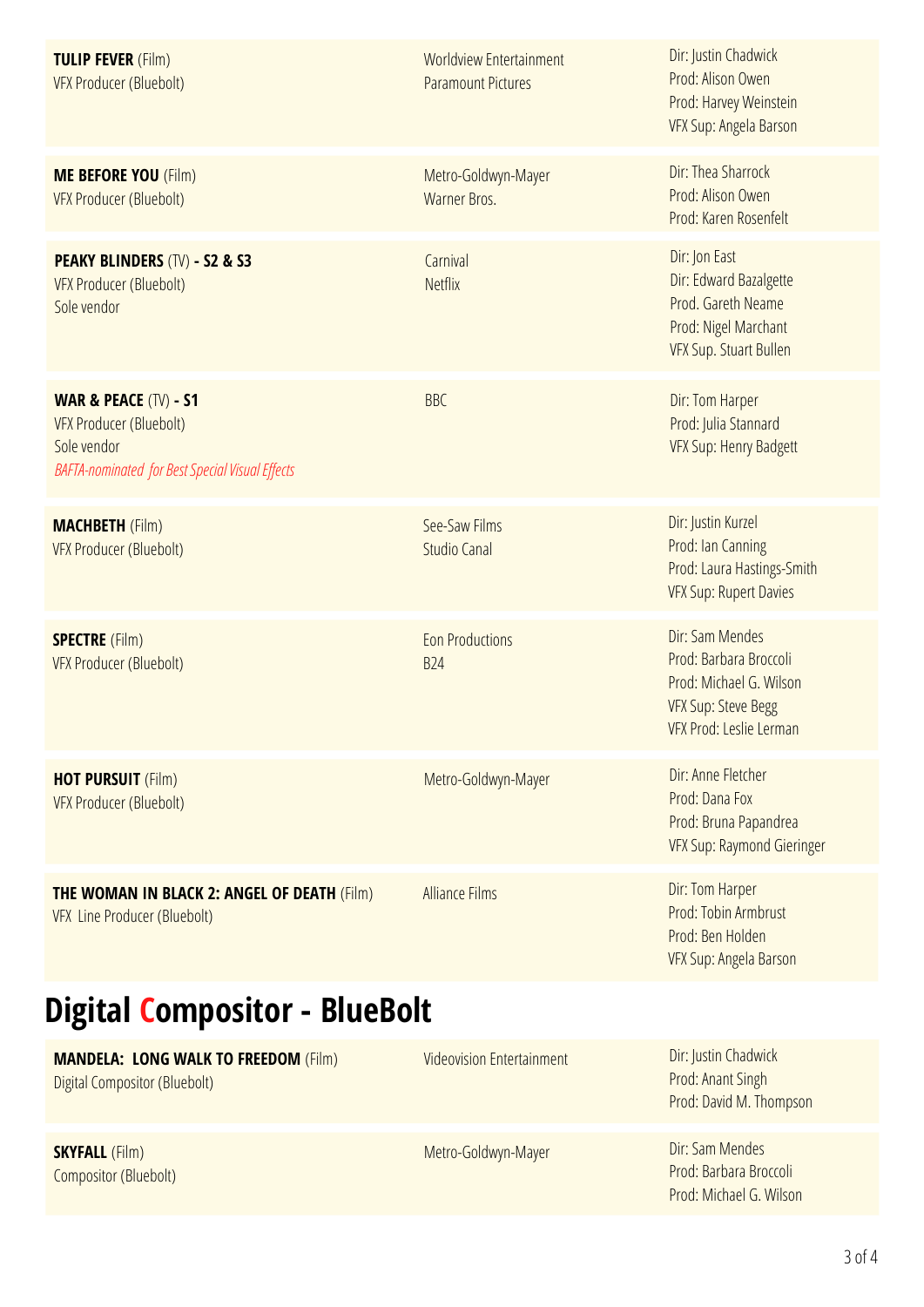| | | |
|---|---|---|
| **TULIP FEVER** (Film)<br>VFX Producer (Bluebolt) | Worldview Entertainment<br>Paramount Pictures | Dir: Justin Chadwick<br>Prod: Alison Owen<br>Prod: Harvey Weinstein<br>VFX Sup: Angela Barson |
| **ME BEFORE YOU** (Film)<br>VFX Producer (Bluebolt) | Metro-Goldwyn-Mayer<br>Warner Bros. | Dir: Thea Sharrock<br>Prod: Alison Owen<br>Prod: Karen Rosenfelt |
| **PEAKY BLINDERS** (TV) **- S2 & S3**<br>VFX Producer (Bluebolt)<br>Sole vendor | Carnival<br>Netflix | Dir: Jon East<br>Dir: Edward Bazalgette<br>Prod. Gareth Neame<br>Prod: Nigel Marchant<br>VFX Sup. Stuart Bullen |
| **WAR & PEACE** (TV) **- S1**<br>VFX Producer (Bluebolt)<br>Sole vendor<br>*BAFTA-nominated for Best Special Visual Effects* | BBC | Dir: Tom Harper<br>Prod: Julia Stannard<br>VFX Sup: Henry Badgett |
| **MACHBETH** (Film)<br>VFX Producer (Bluebolt) | See-Saw Films<br>Studio Canal | Dir: Justin Kurzel<br>Prod: Ian Canning<br>Prod: Laura Hastings-Smith<br>VFX Sup: Rupert Davies |
| **SPECTRE** (Film)<br>VFX Producer (Bluebolt) | Eon Productions<br>B24 | Dir: Sam Mendes<br>Prod: Barbara Broccoli<br>Prod: Michael G. Wilson<br>VFX Sup: Steve Begg<br>VFX Prod: Leslie Lerman |
| **HOT PURSUIT** (Film)<br>VFX Producer (Bluebolt) | Metro-Goldwyn-Mayer | Dir: Anne Fletcher<br>Prod: Dana Fox<br>Prod: Bruna Papandrea<br>VFX Sup: Raymond Gieringer |
| **THE WOMAN IN BLACK 2: ANGEL OF DEATH** (Film)<br>VFX Line Producer (Bluebolt) | Alliance Films | Dir: Tom Harper<br>Prod: Tobin Armbrust<br>Prod: Ben Holden<br>VFX Sup: Angela Barson |

## Digital Compositor - BlueBolt

| | | |
|---|---|---|
| **MANDELA: LONG WALK TO FREEDOM** (Film)<br>Digital Compositor (Bluebolt) | Videovision Entertainment | Dir: Justin Chadwick<br>Prod: Anant Singh<br>Prod: David M. Thompson |
| **SKYFALL** (Film)<br>Compositor (Bluebolt) | Metro-Goldwyn-Mayer | Dir: Sam Mendes<br>Prod: Barbara Broccoli<br>Prod: Michael G. Wilson |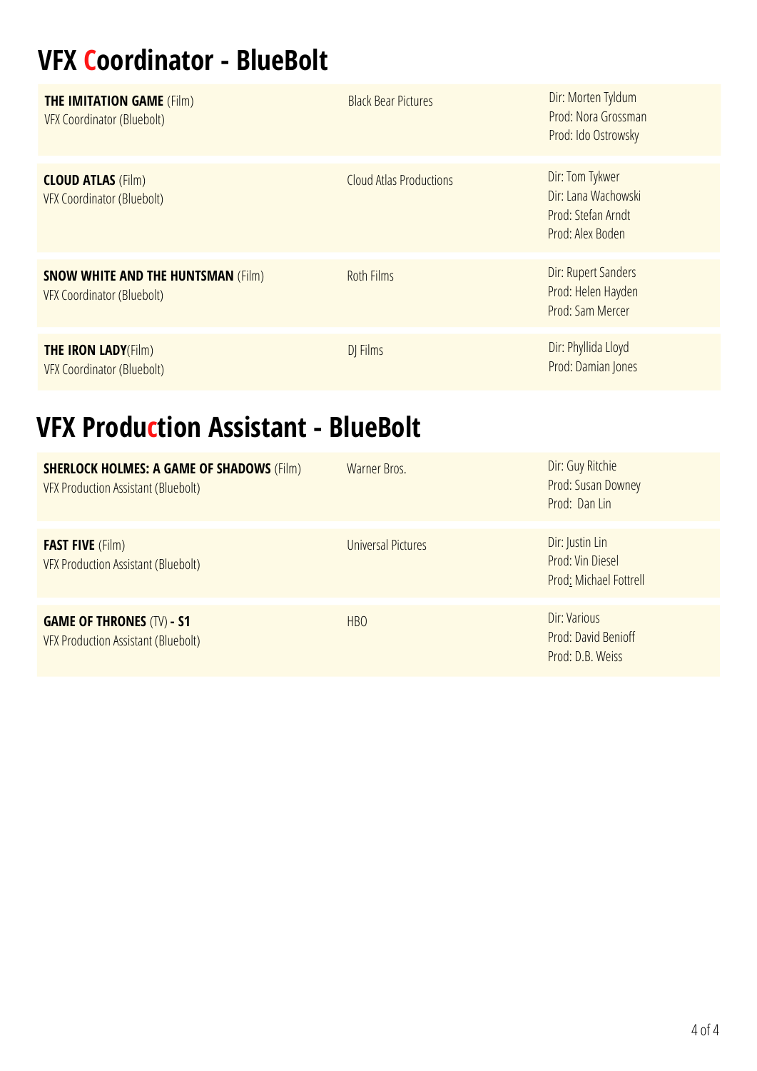## VFX Coordinator - BlueBolt

| | | |
|---|---|---|
| **THE IMITATION GAME** (Film)<br>VFX Coordinator (Bluebolt) | Black Bear Pictures | Dir: Morten Tyldum<br>Prod: Nora Grossman<br>Prod: Ido Ostrowsky |
| **CLOUD ATLAS** (Film)<br>VFX Coordinator (Bluebolt) | Cloud Atlas Productions | Dir: Tom Tykwer<br>Dir: Lana Wachowski<br>Prod: Stefan Arndt<br>Prod: Alex Boden |
| **SNOW WHITE AND THE HUNTSMAN** (Film)<br>VFX Coordinator (Bluebolt) | Roth Films | Dir: Rupert Sanders<br>Prod: Helen Hayden<br>Prod: Sam Mercer |
| **THE IRON LADY**(Film)<br>VFX Coordinator (Bluebolt) | DJ Films | Dir: Phyllida Lloyd<br>Prod: Damian Jones |

## VFX Production Assistant - BlueBolt

| | | |
|---|---|---|
| **SHERLOCK HOLMES: A GAME OF SHADOWS** (Film)<br>VFX Production Assistant (Bluebolt) | Warner Bros. | Dir: Guy Ritchie<br>Prod: Susan Downey<br>Prod: Dan Lin |
| **FAST FIVE** (Film)<br>VFX Production Assistant (Bluebolt) | Universal Pictures | Dir: Justin Lin<br>Prod: Vin Diesel<br>Prod: Michael Fottrell |
| **GAME OF THRONES** (TV) **- S1**<br>VFX Production Assistant (Bluebolt) | HBO | Dir: Various<br>Prod: David Benioff<br>Prod: D.B. Weiss |